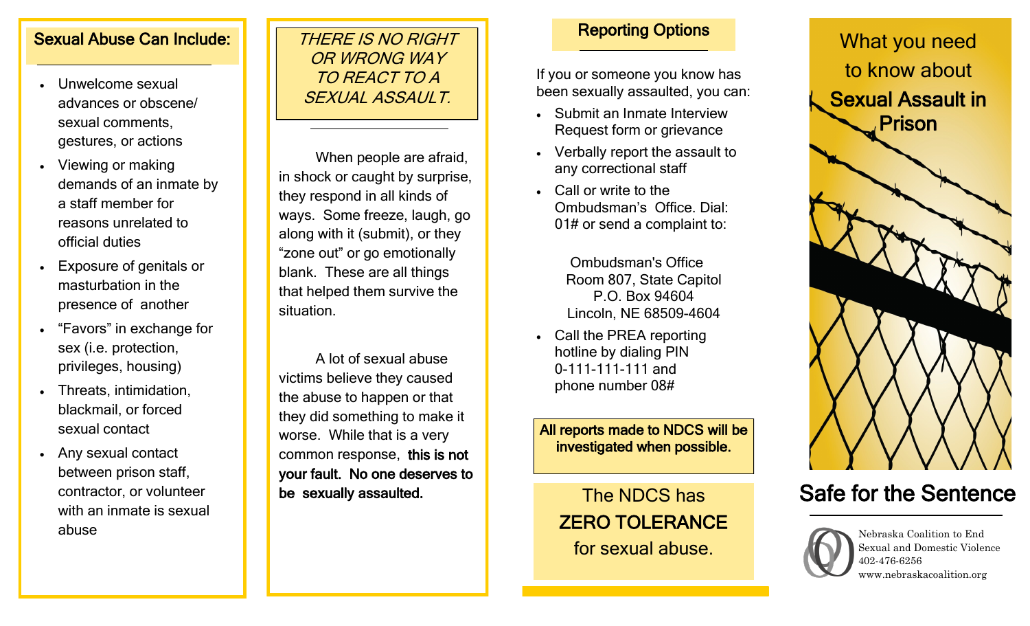## Sexual Abuse Can Include:

- Unwelcome sexual advances or obscene/ sexual comments, gestures, or actions
- Viewing or making demands of an inmate by a staff member for reasons unrelated to official duties
- Exposure of genitals or masturbation in the presence of another
- "Favors" in exchange for sex (i.e. protection, privileges, housing)
- Threats, intimidation, blackmail, or forced sexual contact
- Any sexual contact between prison staff, contractor, or volunteer with an inmate is sexual abuse

*THERE IS NO RIGHT OR WRONG WAY TO REACT TO A SEXUAL ASSAULT.*

When people are afraid, in shock or caught by surprise, they respond in all kinds of ways. Some freeze, laugh, go along with it (submit), or they "zone out" or go emotionally blank. These are all things that helped them survive the situation.

A lot of sexual abuse victims believe they caused the abuse to happen or that they did something to make it worse. While that is a very common response, **this is not your fault. No one deserves to be sexually assaulted.**

## Reporting Options

If you or someone you know has been sexually assaulted, you can:

- Submit an Inmate Interview Request form or grievance
- Verbally report the assault to any correctional staff
- Call or write to the Ombudsman's Office. Dial: 01# or send a complaint to:

Ombudsman's Office
Room 807, State Capitol
P.O. Box 94604
Lincoln, NE 68509-4604

- Call the PREA reporting hotline by dialing PIN 0-111-111-111 and phone number 08#

**All reports made to NDCS will be investigated when possible.**

The NDCS has
**ZERO TOLERANCE**
for sexual abuse.

# What you need to know about **Sexual Assault in Prison**

## Safe for the Sentence

Nebraska Coalition to End Sexual and Domestic Violence
402-476-6256
www.nebraskacoalition.org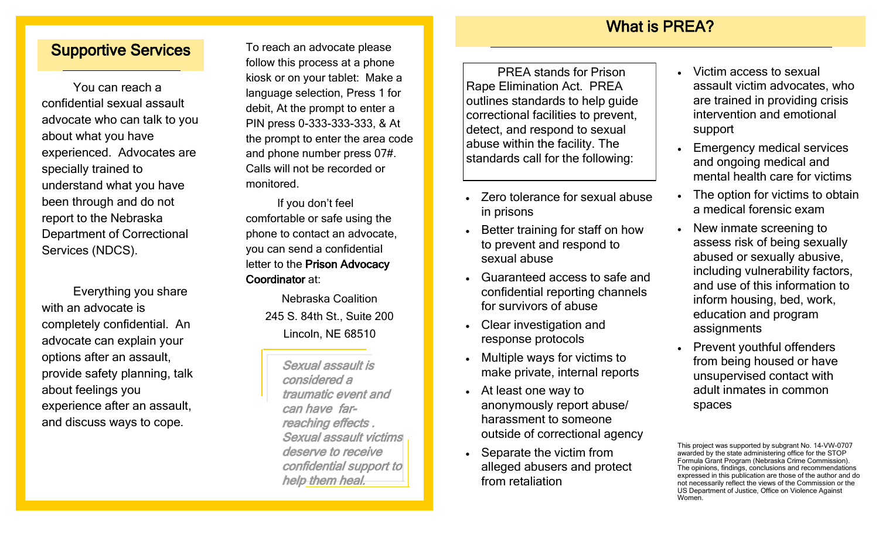## Supportive Services

You can reach a confidential sexual assault advocate who can talk to you about what you have experienced. Advocates are specially trained to understand what you have been through and do not report to the Nebraska Department of Correctional Services (NDCS).

Everything you share with an advocate is completely confidential. An advocate can explain your options after an assault, provide safety planning, talk about feelings you experience after an assault, and discuss ways to cope.

To reach an advocate please follow this process at a phone kiosk or on your tablet: Make a language selection, Press 1 for debit, At the prompt to enter a PIN press 0-333-333-333, & At the prompt to enter the area code and phone number press 07#. Calls will not be recorded or monitored.

If you don't feel comfortable or safe using the phone to contact an advocate, you can send a confidential letter to the **Prison Advocacy Coordinator** at:

Nebraska Coalition
245 S. 84th St., Suite 200
Lincoln, NE 68510

*Sexual assault is considered a traumatic event and can have far-reaching effects . Sexual assault victims deserve to receive confidential support to help them heal.*

## What is PREA?

PREA stands for Prison Rape Elimination Act. PREA outlines standards to help guide correctional facilities to prevent, detect, and respond to sexual abuse within the facility. The standards call for the following:

- Zero tolerance for sexual abuse in prisons
- Better training for staff on how to prevent and respond to sexual abuse
- Guaranteed access to safe and confidential reporting channels for survivors of abuse
- Clear investigation and response protocols
- Multiple ways for victims to make private, internal reports
- At least one way to anonymously report abuse/ harassment to someone outside of correctional agency
- Separate the victim from alleged abusers and protect from retaliation
- Victim access to sexual assault victim advocates, who are trained in providing crisis intervention and emotional support
- Emergency medical services and ongoing medical and mental health care for victims
- The option for victims to obtain a medical forensic exam
- New inmate screening to assess risk of being sexually abused or sexually abusive, including vulnerability factors, and use of this information to inform housing, bed, work, education and program assignments
- Prevent youthful offenders from being housed or have unsupervised contact with adult inmates in common spaces

This project was supported by subgrant No. 14-VW-0707 awarded by the state administering office for the STOP Formula Grant Program (Nebraska Crime Commission). The opinions, findings, conclusions and recommendations expressed in this publication are those of the author and do not necessarily reflect the views of the Commission or the US Department of Justice, Office on Violence Against Women.